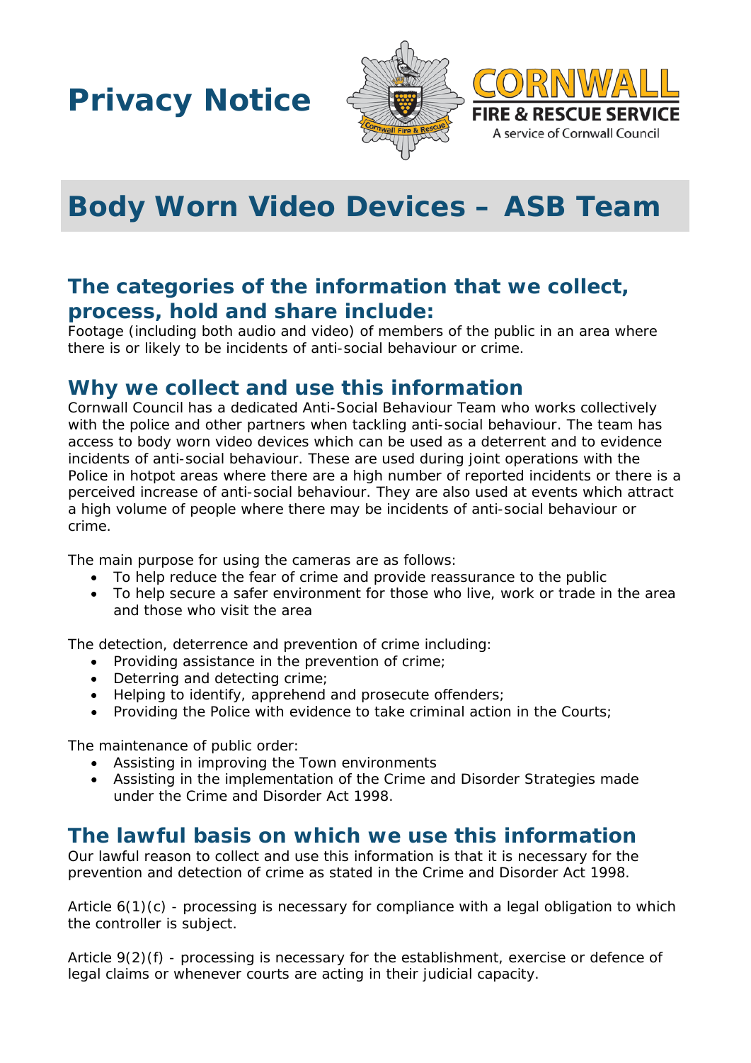# Privacy Notice

CORNWALL FIRE & RESCUE SERVICE
A service of Cornwall Council

# Body Worn Video Devices – ASB Team

## The categories of the information that we collect, process, hold and share include:

Footage (including both audio and video) of members of the public in an area where there is or likely to be incidents of anti-social behaviour or crime.

## Why we collect and use this information

Cornwall Council has a dedicated Anti-Social Behaviour Team who works collectively with the police and other partners when tackling anti-social behaviour. The team has access to body worn video devices which can be used as a deterrent and to evidence incidents of anti-social behaviour. These are used during joint operations with the Police in hotpot areas where there are a high number of reported incidents or there is a perceived increase of anti-social behaviour. They are also used at events which attract a high volume of people where there may be incidents of anti-social behaviour or crime.

The main purpose for using the cameras are as follows:

- To help reduce the fear of crime and provide reassurance to the public
- To help secure a safer environment for those who live, work or trade in the area and those who visit the area

The detection, deterrence and prevention of crime including:

- Providing assistance in the prevention of crime;
- Deterring and detecting crime;
- Helping to identify, apprehend and prosecute offenders;
- Providing the Police with evidence to take criminal action in the Courts;

The maintenance of public order:

- Assisting in improving the Town environments
- Assisting in the implementation of the Crime and Disorder Strategies made under the Crime and Disorder Act 1998.

## The lawful basis on which we use this information

Our lawful reason to collect and use this information is that it is necessary for the prevention and detection of crime as stated in the Crime and Disorder Act 1998.

Article 6(1)(c) - processing is necessary for compliance with a legal obligation to which the controller is subject.

Article 9(2)(f) - processing is necessary for the establishment, exercise or defence of legal claims or whenever courts are acting in their judicial capacity.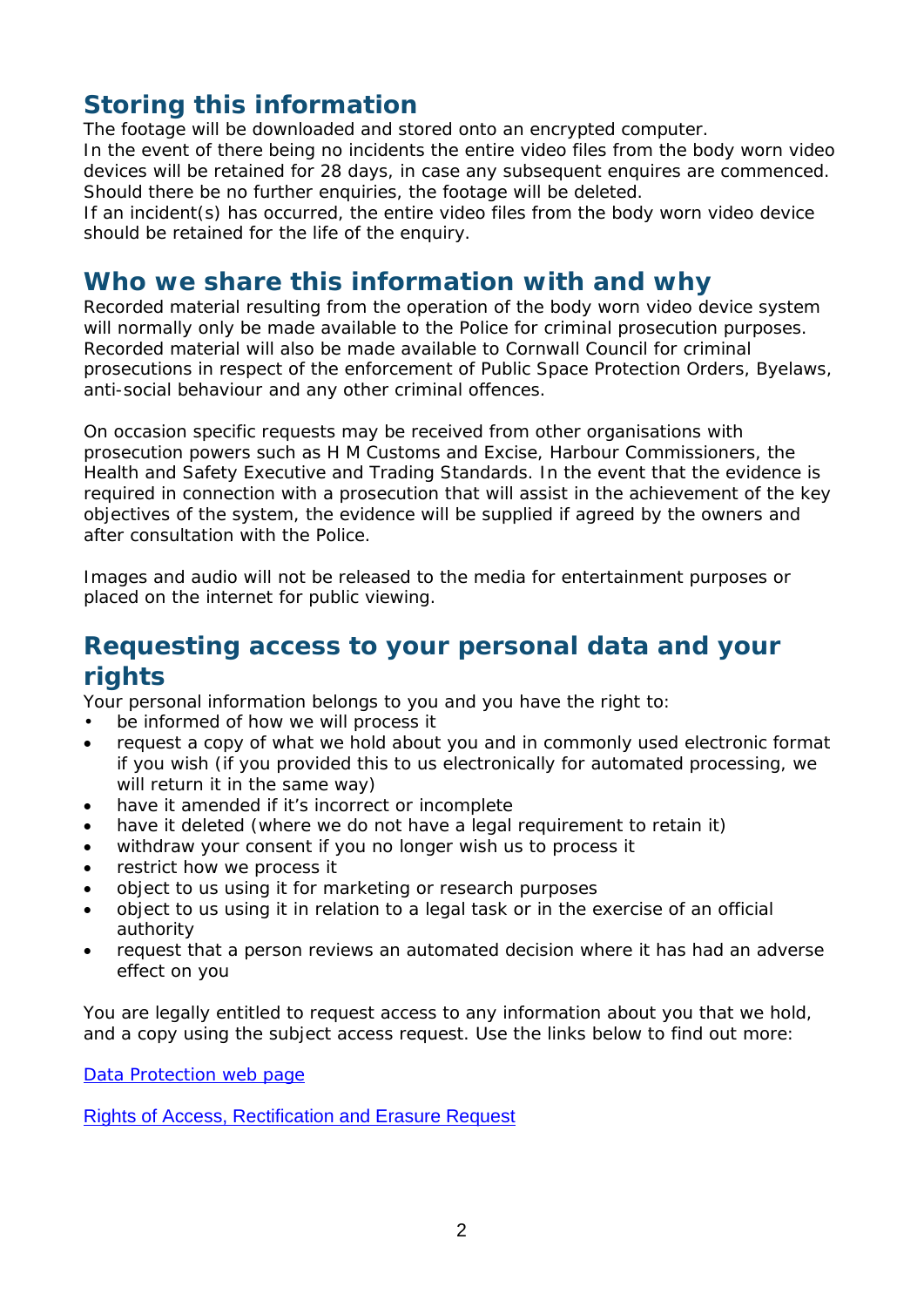## Storing this information

The footage will be downloaded and stored onto an encrypted computer.
In the event of there being no incidents the entire video files from the body worn video devices will be retained for 28 days, in case any subsequent enquires are commenced. Should there be no further enquiries, the footage will be deleted.
If an incident(s) has occurred, the entire video files from the body worn video device should be retained for the life of the enquiry.

## Who we share this information with and why

Recorded material resulting from the operation of the body worn video device system will normally only be made available to the Police for criminal prosecution purposes. Recorded material will also be made available to Cornwall Council for criminal prosecutions in respect of the enforcement of Public Space Protection Orders, Byelaws, anti-social behaviour and any other criminal offences.

On occasion specific requests may be received from other organisations with prosecution powers such as H M Customs and Excise, Harbour Commissioners, the Health and Safety Executive and Trading Standards. In the event that the evidence is required in connection with a prosecution that will assist in the achievement of the key objectives of the system, the evidence will be supplied if agreed by the owners and after consultation with the Police.

Images and audio will not be released to the media for entertainment purposes or placed on the internet for public viewing.

## Requesting access to your personal data and your rights

Your personal information belongs to you and you have the right to:

- be informed of how we will process it
- request a copy of what we hold about you and in commonly used electronic format if you wish (if you provided this to us electronically for automated processing, we will return it in the same way)
- have it amended if it's incorrect or incomplete
- have it deleted (where we do not have a legal requirement to retain it)
- withdraw your consent if you no longer wish us to process it
- restrict how we process it
- object to us using it for marketing or research purposes
- object to us using it in relation to a legal task or in the exercise of an official authority
- request that a person reviews an automated decision where it has had an adverse effect on you

You are legally entitled to request access to any information about you that we hold, and a copy using the subject access request. Use the links below to find out more:

Data Protection web page

Rights of Access, Rectification and Erasure Request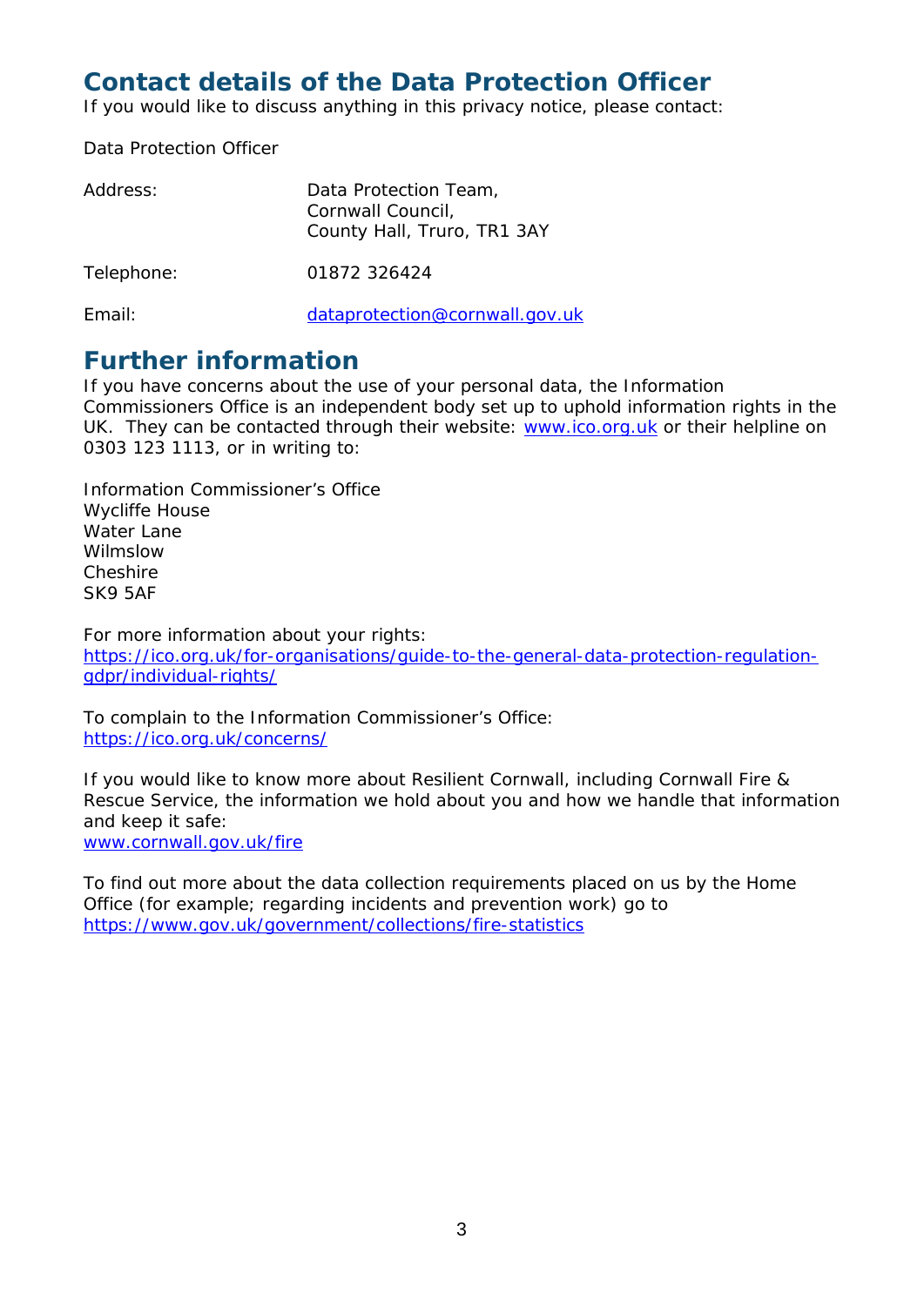## Contact details of the Data Protection Officer

If you would like to discuss anything in this privacy notice, please contact:

Data Protection Officer

| | |
|---|---|
| Address: | Data Protection Team,<br>Cornwall Council,<br>County Hall, Truro, TR1 3AY |
| Telephone: | 01872 326424 |
| Email: | dataprotection@cornwall.gov.uk |

## Further information

If you have concerns about the use of your personal data, the Information Commissioners Office is an independent body set up to uphold information rights in the UK. They can be contacted through their website: www.ico.org.uk or their helpline on 0303 123 1113, or in writing to:

Information Commissioner's Office
Wycliffe House
Water Lane
Wilmslow
Cheshire
SK9 5AF

For more information about your rights:
https://ico.org.uk/for-organisations/guide-to-the-general-data-protection-regulation-gdpr/individual-rights/

To complain to the Information Commissioner's Office:
https://ico.org.uk/concerns/

If you would like to know more about Resilient Cornwall, including Cornwall Fire & Rescue Service, the information we hold about you and how we handle that information and keep it safe:
www.cornwall.gov.uk/fire

To find out more about the data collection requirements placed on us by the Home Office (for example; regarding incidents and prevention work) go to https://www.gov.uk/government/collections/fire-statistics